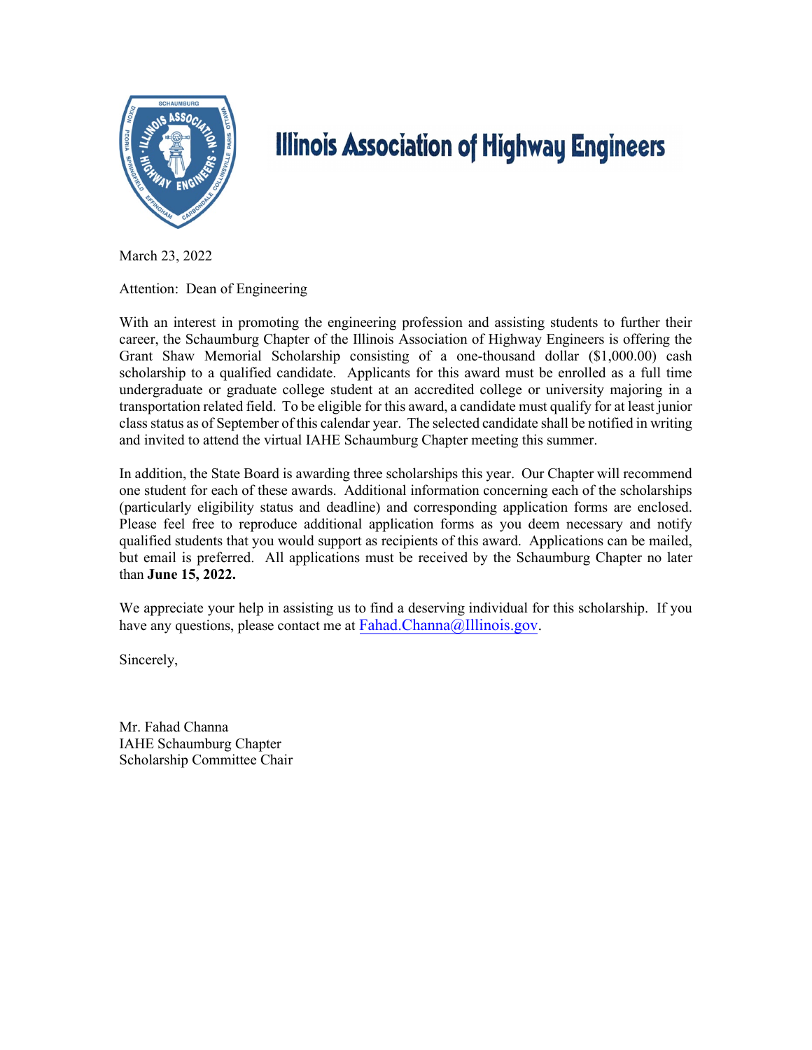# Illinois Association of Highway Engineers

March 23, 2022

Attention: Dean of Engineering

With an interest in promoting the engineering profession and assisting students to further their career, the Schaumburg Chapter of the Illinois Association of Highway Engineers is offering the Grant Shaw Memorial Scholarship consisting of a one-thousand dollar ($1,000.00) cash scholarship to a qualified candidate. Applicants for this award must be enrolled as a full time undergraduate or graduate college student at an accredited college or university majoring in a transportation related field. To be eligible for this award, a candidate must qualify for at least junior class status as of September of this calendar year. The selected candidate shall be notified in writing and invited to attend the virtual IAHE Schaumburg Chapter meeting this summer.

In addition, the State Board is awarding three scholarships this year. Our Chapter will recommend one student for each of these awards. Additional information concerning each of the scholarships (particularly eligibility status and deadline) and corresponding application forms are enclosed. Please feel free to reproduce additional application forms as you deem necessary and notify qualified students that you would support as recipients of this award. Applications can be mailed, but email is preferred. All applications must be received by the Schaumburg Chapter no later than **June 15, 2022.**

We appreciate your help in assisting us to find a deserving individual for this scholarship. If you have any questions, please contact me at Fahad.Channa@Illinois.gov.

Sincerely,

Mr. Fahad Channa
IAHE Schaumburg Chapter
Scholarship Committee Chair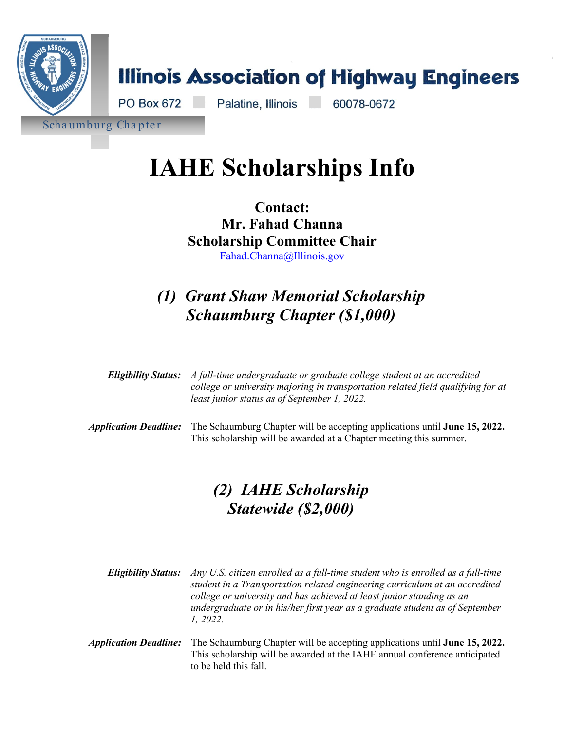# Illinois Association of Highway Engineers

PO Box 672 Palatine, Illinois 60078-0672

Schaumburg Chapter

# IAHE Scholarships Info

**Contact:**
**Mr. Fahad Channa**
**Scholarship Committee Chair**
Fahad.Channa@Illinois.gov

## *(1) Grant Shaw Memorial Scholarship Schaumburg Chapter ($1,000)*

***Eligibility Status:*** *A full-time undergraduate or graduate college student at an accredited college or university majoring in transportation related field qualifying for at least junior status as of September 1, 2022.*

***Application Deadline:*** The Schaumburg Chapter will be accepting applications until **June 15, 2022.** This scholarship will be awarded at a Chapter meeting this summer.

## *(2) IAHE Scholarship Statewide ($2,000)*

***Eligibility Status:*** *Any U.S. citizen enrolled as a full-time student who is enrolled as a full-time student in a Transportation related engineering curriculum at an accredited college or university and has achieved at least junior standing as an undergraduate or in his/her first year as a graduate student as of September 1, 2022.*

***Application Deadline:*** The Schaumburg Chapter will be accepting applications until **June 15, 2022.** This scholarship will be awarded at the IAHE annual conference anticipated to be held this fall.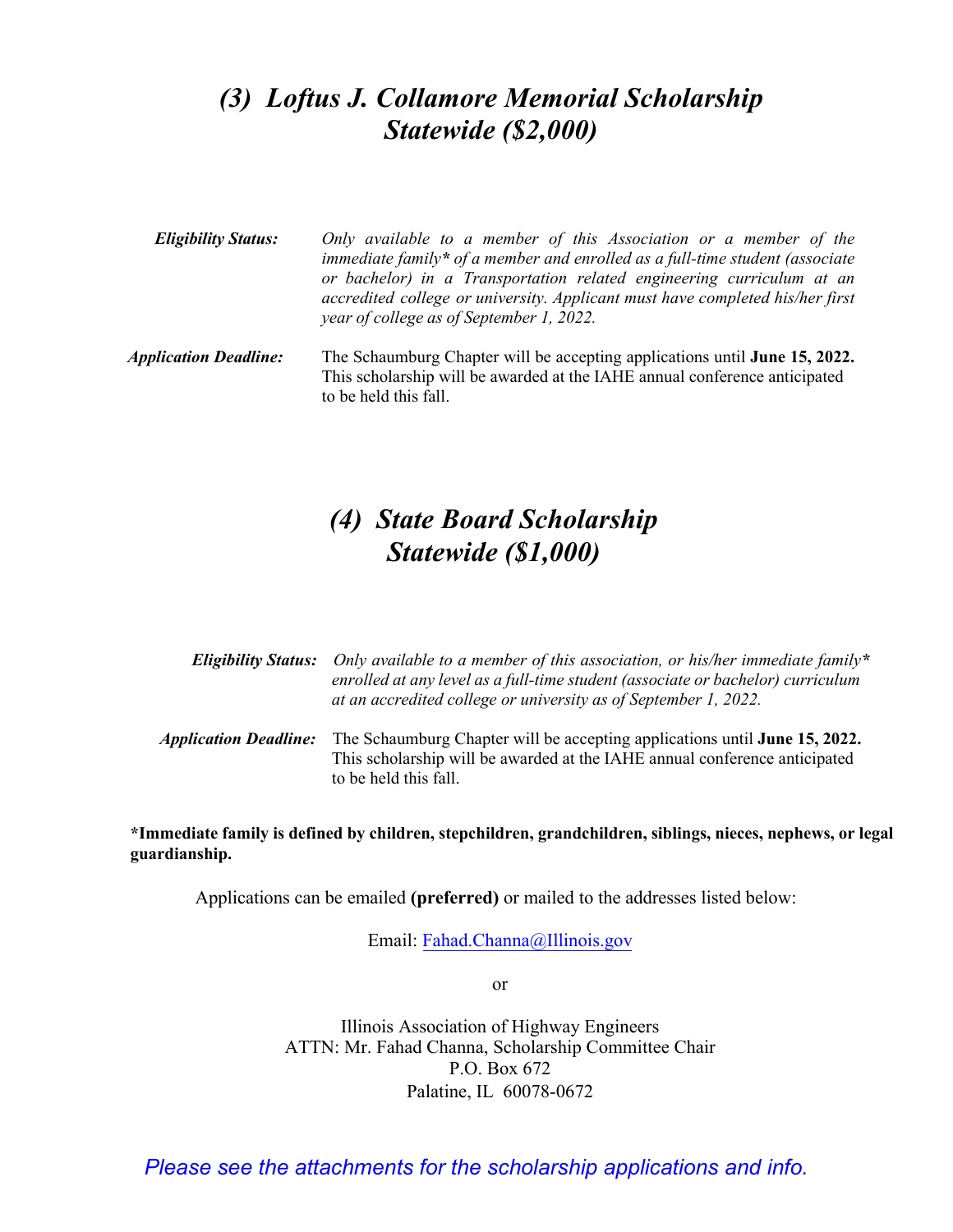## *(3) Loftus J. Collamore Memorial Scholarship Statewide ($2,000)*

***Eligibility Status:*** *Only available to a member of this Association or a member of the immediate family** *of a member and enrolled as a full-time student (associate or bachelor) in a Transportation related engineering curriculum at an accredited college or university. Applicant must have completed his/her first year of college as of September 1, 2022.*

***Application Deadline:*** The Schaumburg Chapter will be accepting applications until **June 15, 2022.** This scholarship will be awarded at the IAHE annual conference anticipated to be held this fall.

## *(4) State Board Scholarship Statewide ($1,000)*

***Eligibility Status:*** *Only available to a member of this association, or his/her immediate family** *enrolled at any level as a full-time student (associate or bachelor) curriculum at an accredited college or university as of September 1, 2022.*

***Application Deadline:*** The Schaumburg Chapter will be accepting applications until **June 15, 2022.** This scholarship will be awarded at the IAHE annual conference anticipated to be held this fall.

**\*Immediate family is defined by children, stepchildren, grandchildren, siblings, nieces, nephews, or legal guardianship.**

Applications can be emailed **(preferred)** or mailed to the addresses listed below:

Email: Fahad.Channa@Illinois.gov

or

Illinois Association of Highway Engineers
ATTN: Mr. Fahad Channa, Scholarship Committee Chair
P.O. Box 672
Palatine, IL 60078-0672

*Please see the attachments for the scholarship applications and info.*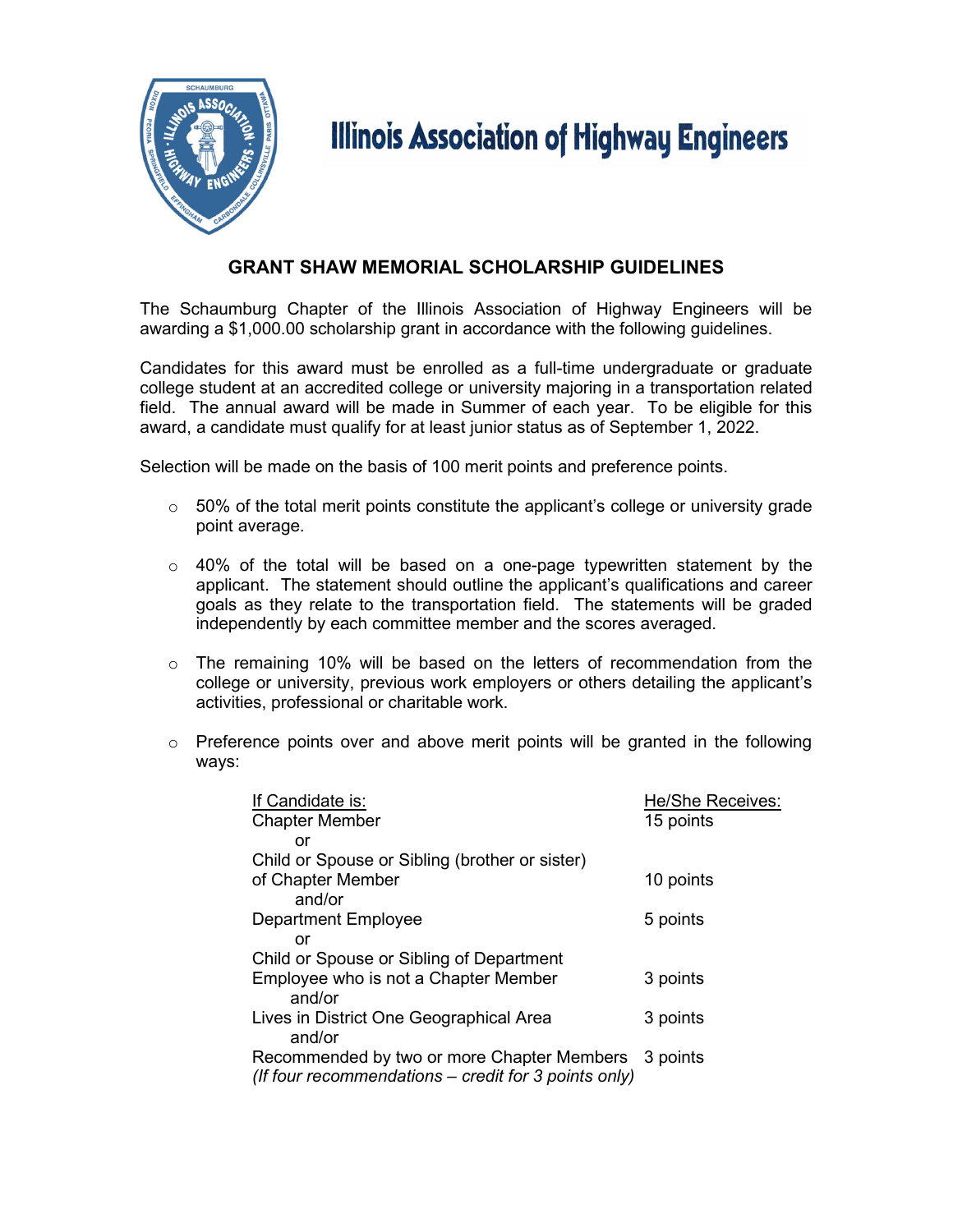# Illinois Association of Highway Engineers

## GRANT SHAW MEMORIAL SCHOLARSHIP GUIDELINES

The Schaumburg Chapter of the Illinois Association of Highway Engineers will be awarding a $1,000.00 scholarship grant in accordance with the following guidelines.

Candidates for this award must be enrolled as a full-time undergraduate or graduate college student at an accredited college or university majoring in a transportation related field. The annual award will be made in Summer of each year. To be eligible for this award, a candidate must qualify for at least junior status as of September 1, 2022.

Selection will be made on the basis of 100 merit points and preference points.

- 50% of the total merit points constitute the applicant's college or university grade point average.
- 40% of the total will be based on a one-page typewritten statement by the applicant. The statement should outline the applicant's qualifications and career goals as they relate to the transportation field. The statements will be graded independently by each committee member and the scores averaged.
- The remaining 10% will be based on the letters of recommendation from the college or university, previous work employers or others detailing the applicant's activities, professional or charitable work.
- Preference points over and above merit points will be granted in the following ways:

| If Candidate is: | He/She Receives: |
|---|---|
| Chapter Member | 15 points |
| or | |
| Child or Spouse or Sibling (brother or sister) of Chapter Member | 10 points |
| and/or | |
| Department Employee | 5 points |
| or | |
| Child or Spouse or Sibling of Department Employee who is not a Chapter Member | 3 points |
| and/or | |
| Lives in District One Geographical Area | 3 points |
| and/or | |
| Recommended by two or more Chapter Members *(If four recommendations – credit for 3 points only)* | 3 points |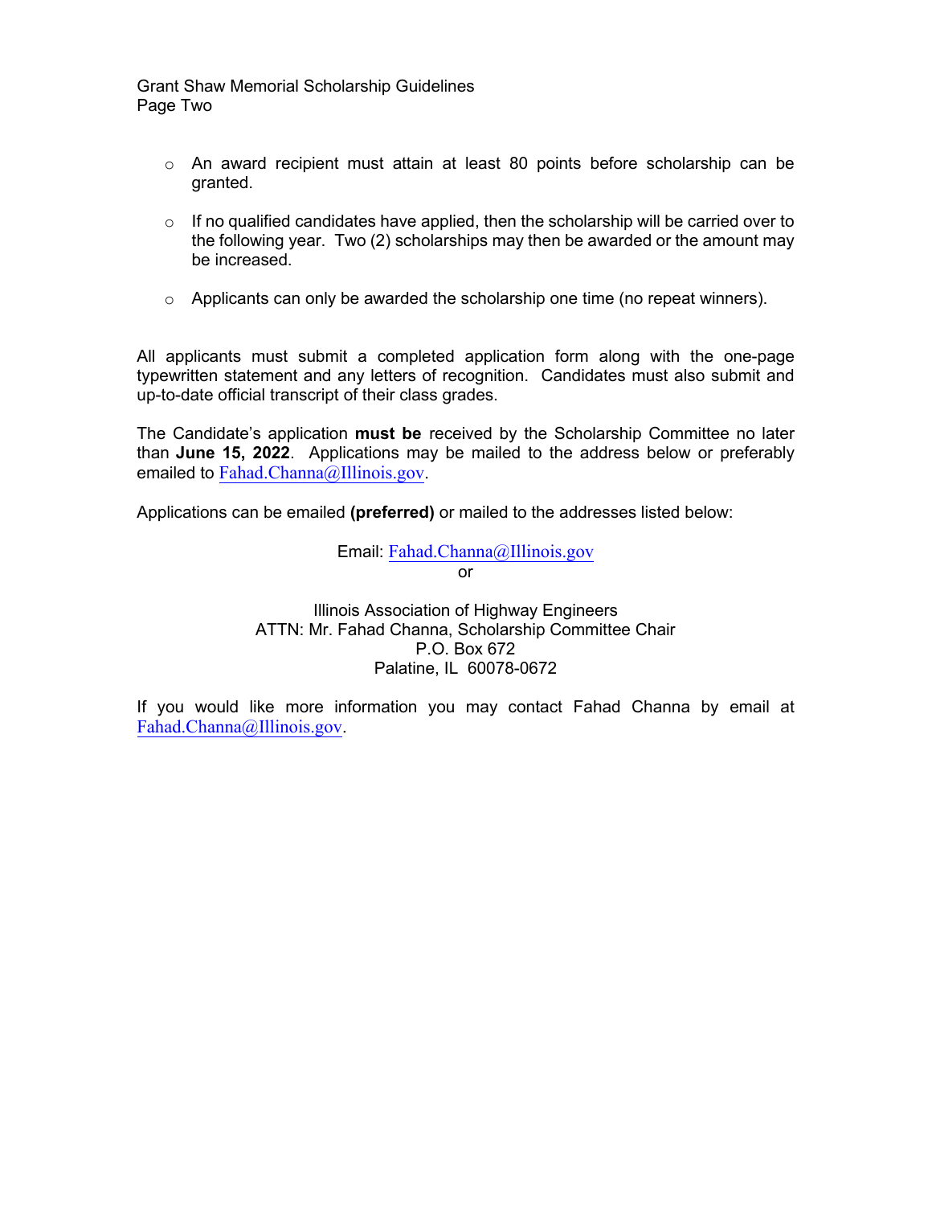- An award recipient must attain at least 80 points before scholarship can be granted.

- If no qualified candidates have applied, then the scholarship will be carried over to the following year. Two (2) scholarships may then be awarded or the amount may be increased.

- Applicants can only be awarded the scholarship one time (no repeat winners).

All applicants must submit a completed application form along with the one-page typewritten statement and any letters of recognition. Candidates must also submit and up-to-date official transcript of their class grades.

The Candidate's application **must be** received by the Scholarship Committee no later than **June 15, 2022**. Applications may be mailed to the address below or preferably emailed to Fahad.Channa@Illinois.gov.

Applications can be emailed **(preferred)** or mailed to the addresses listed below:

Email: Fahad.Channa@Illinois.gov
or

Illinois Association of Highway Engineers
ATTN: Mr. Fahad Channa, Scholarship Committee Chair
P.O. Box 672
Palatine, IL 60078-0672

If you would like more information you may contact Fahad Channa by email at Fahad.Channa@Illinois.gov.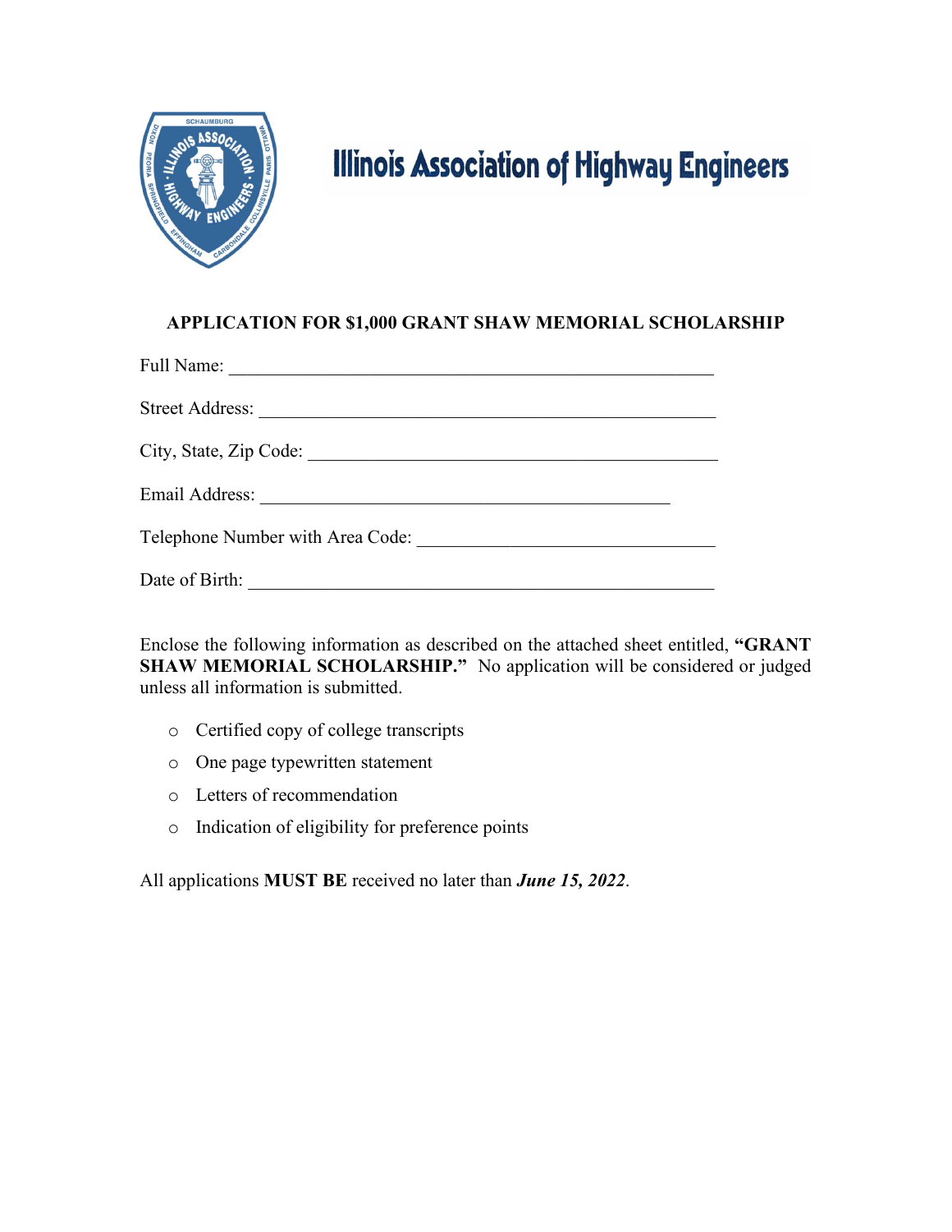# Illinois Association of Highway Engineers

**APPLICATION FOR $1,000 GRANT SHAW MEMORIAL SCHOLARSHIP**

Full Name: ______________________________________________________

Street Address: ___________________________________________________

City, State, Zip Code: ______________________________________________

Email Address: ___________________________________________

Telephone Number with Area Code: _________________________________

Date of Birth: ____________________________________________________

Enclose the following information as described on the attached sheet entitled, **"GRANT SHAW MEMORIAL SCHOLARSHIP."** No application will be considered or judged unless all information is submitted.

- Certified copy of college transcripts
- One page typewritten statement
- Letters of recommendation
- Indication of eligibility for preference points

All applications **MUST BE** received no later than ***June 15, 2022***.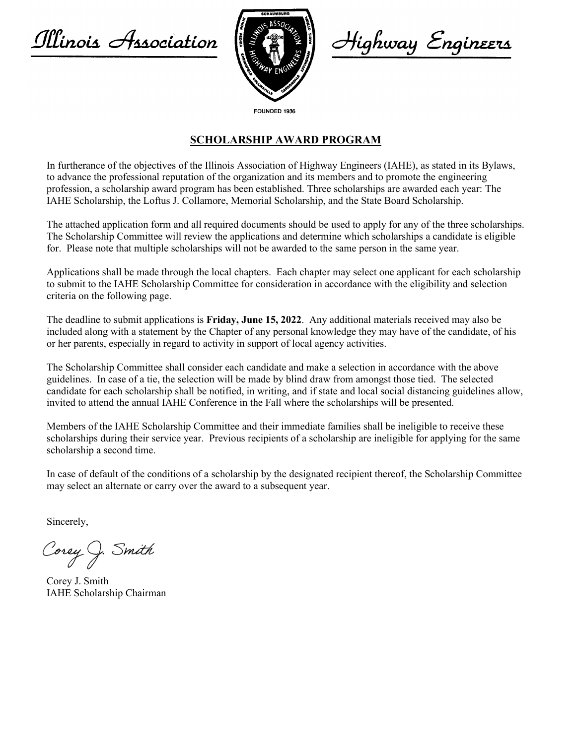Illinois Association Highway Engineers

FOUNDED 1936

## SCHOLARSHIP AWARD PROGRAM

In furtherance of the objectives of the Illinois Association of Highway Engineers (IAHE), as stated in its Bylaws, to advance the professional reputation of the organization and its members and to promote the engineering profession, a scholarship award program has been established. Three scholarships are awarded each year: The IAHE Scholarship, the Loftus J. Collamore, Memorial Scholarship, and the State Board Scholarship.

The attached application form and all required documents should be used to apply for any of the three scholarships. The Scholarship Committee will review the applications and determine which scholarships a candidate is eligible for. Please note that multiple scholarships will not be awarded to the same person in the same year.

Applications shall be made through the local chapters. Each chapter may select one applicant for each scholarship to submit to the IAHE Scholarship Committee for consideration in accordance with the eligibility and selection criteria on the following page.

The deadline to submit applications is **Friday, June 15, 2022**. Any additional materials received may also be included along with a statement by the Chapter of any personal knowledge they may have of the candidate, of his or her parents, especially in regard to activity in support of local agency activities.

The Scholarship Committee shall consider each candidate and make a selection in accordance with the above guidelines. In case of a tie, the selection will be made by blind draw from amongst those tied. The selected candidate for each scholarship shall be notified, in writing, and if state and local social distancing guidelines allow, invited to attend the annual IAHE Conference in the Fall where the scholarships will be presented.

Members of the IAHE Scholarship Committee and their immediate families shall be ineligible to receive these scholarships during their service year. Previous recipients of a scholarship are ineligible for applying for the same scholarship a second time.

In case of default of the conditions of a scholarship by the designated recipient thereof, the Scholarship Committee may select an alternate or carry over the award to a subsequent year.

Sincerely,

*Corey J. Smith*

Corey J. Smith
IAHE Scholarship Chairman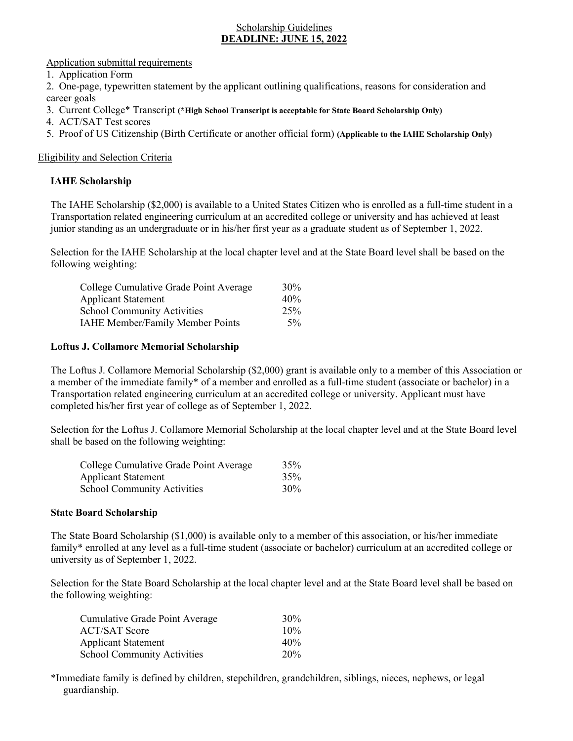# Scholarship Guidelines

**DEADLINE: JUNE 15, 2022**

Application submittal requirements

1. Application Form
2. One-page, typewritten statement by the applicant outlining qualifications, reasons for consideration and career goals
3. Current College* Transcript **(*High School Transcript is acceptable for State Board Scholarship Only)**
4. ACT/SAT Test scores
5. Proof of US Citizenship (Birth Certificate or another official form) **(Applicable to the IAHE Scholarship Only)**

Eligibility and Selection Criteria

## IAHE Scholarship

The IAHE Scholarship ($2,000) is available to a United States Citizen who is enrolled as a full-time student in a Transportation related engineering curriculum at an accredited college or university and has achieved at least junior standing as an undergraduate or in his/her first year as a graduate student as of September 1, 2022.

Selection for the IAHE Scholarship at the local chapter level and at the State Board level shall be based on the following weighting:

| Criterion | Weight |
|---|---|
| College Cumulative Grade Point Average | 30% |
| Applicant Statement | 40% |
| School Community Activities | 25% |
| IAHE Member/Family Member Points | 5% |

## Loftus J. Collamore Memorial Scholarship

The Loftus J. Collamore Memorial Scholarship ($2,000) grant is available only to a member of this Association or a member of the immediate family* of a member and enrolled as a full-time student (associate or bachelor) in a Transportation related engineering curriculum at an accredited college or university. Applicant must have completed his/her first year of college as of September 1, 2022.

Selection for the Loftus J. Collamore Memorial Scholarship at the local chapter level and at the State Board level shall be based on the following weighting:

| Criterion | Weight |
|---|---|
| College Cumulative Grade Point Average | 35% |
| Applicant Statement | 35% |
| School Community Activities | 30% |

## State Board Scholarship

The State Board Scholarship ($1,000) is available only to a member of this association, or his/her immediate family* enrolled at any level as a full-time student (associate or bachelor) curriculum at an accredited college or university as of September 1, 2022.

Selection for the State Board Scholarship at the local chapter level and at the State Board level shall be based on the following weighting:

| Criterion | Weight |
|---|---|
| Cumulative Grade Point Average | 30% |
| ACT/SAT Score | 10% |
| Applicant Statement | 40% |
| School Community Activities | 20% |

*Immediate family is defined by children, stepchildren, grandchildren, siblings, nieces, nephews, or legal guardianship.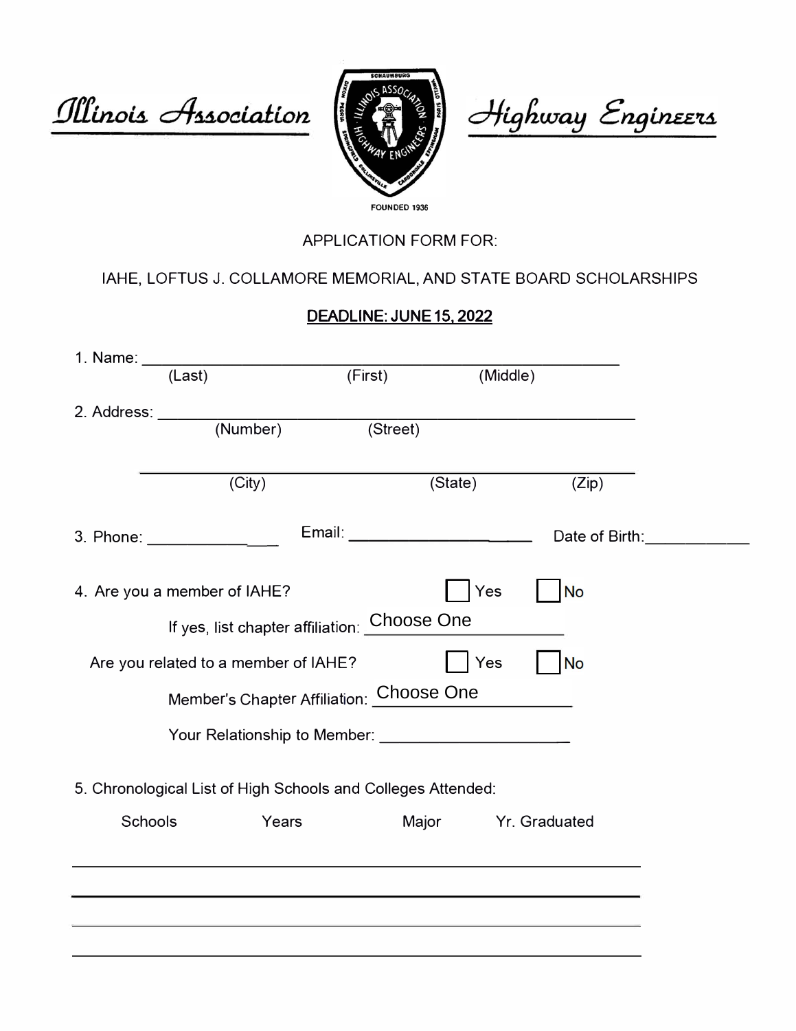Illinois Association Highway Engineers

SCHAUMBURG · ILLINOIS ASSOCIATION · HIGHWAY ENGINEERS · DIXON · PEORIA · SPRINGFIELD · COLLINSVILLE · CARBONDALE · EFFINGHAM · PARIS · OTTAWA

FOUNDED 1936

APPLICATION FORM FOR:

IAHE, LOFTUS J. COLLAMORE MEMORIAL, AND STATE BOARD SCHOLARSHIPS

**DEADLINE: JUNE 15, 2022**

1. Name: ______________________________________________
   (Last) (First) (Middle)

2. Address: ______________________________________________
   (Number) (Street)

   ______________________________________________
   (City) (State) (Zip)

3. Phone: _______________ Email: ____________________ Date of Birth: ____________

4. Are you a member of IAHE? ☐ Yes ☐ No

   If yes, list chapter affiliation: Choose One

   Are you related to a member of IAHE? ☐ Yes ☐ No

   Member's Chapter Affiliation: Choose One

   Your Relationship to Member: ______________________

5. Chronological List of High Schools and Colleges Attended:

| Schools | Years | Major | Yr. Graduated |
|---|---|---|---|
| | | | |
| | | | |
| | | | |
| | | | |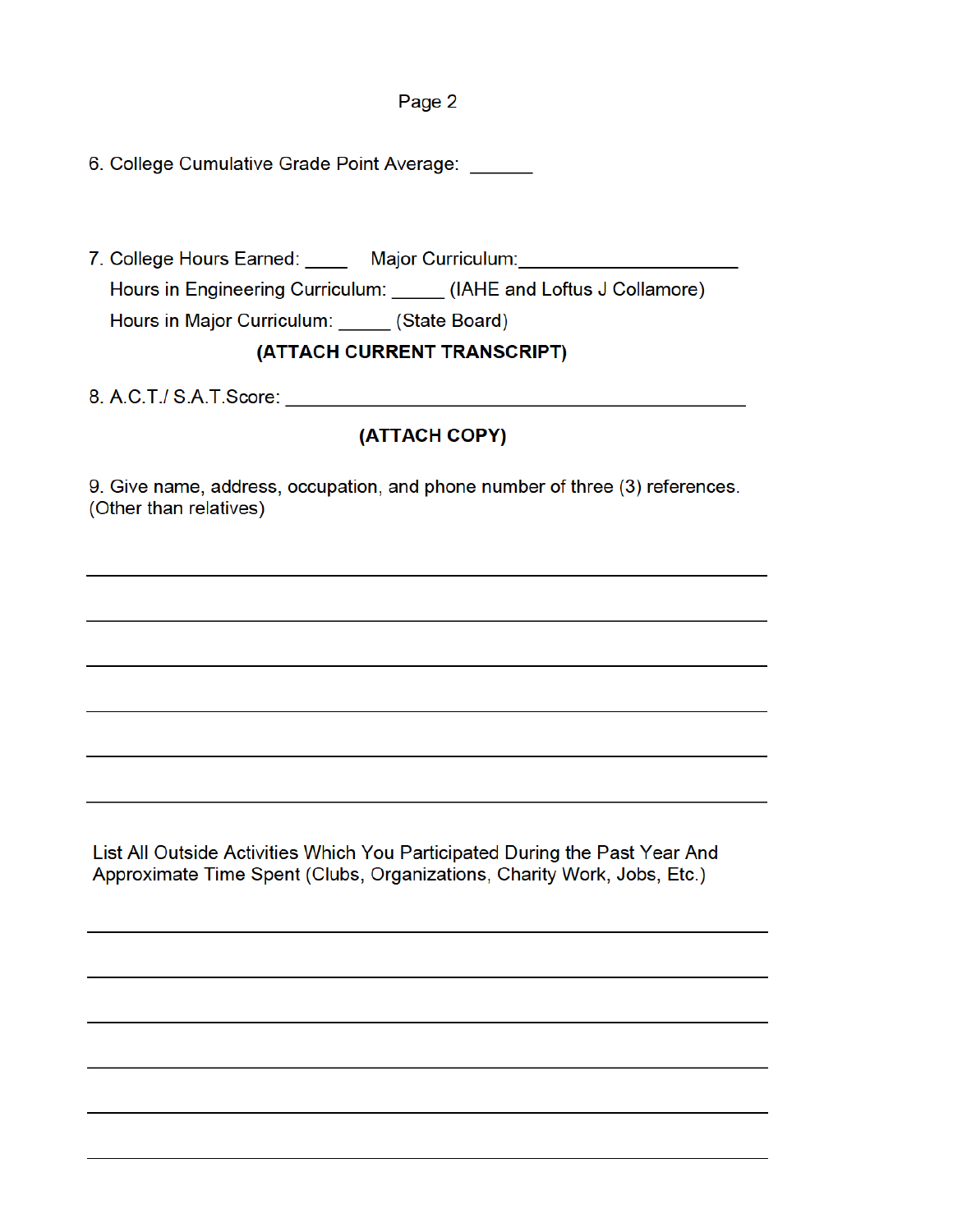6. College Cumulative Grade Point Average: ______

7. College Hours Earned: ____ Major Curriculum: ____________________

   Hours in Engineering Curriculum: _____ (IAHE and Loftus J Collamore)

   Hours in Major Curriculum: _____ (State Board)

**(ATTACH CURRENT TRANSCRIPT)**

8. A.C.T./ S.A.T.Score: ____________________________________________

**(ATTACH COPY)**

9. Give name, address, occupation, and phone number of three (3) references. (Other than relatives)

______________________________________________________________________

______________________________________________________________________

______________________________________________________________________

______________________________________________________________________

______________________________________________________________________

______________________________________________________________________

List All Outside Activities Which You Participated During the Past Year And Approximate Time Spent (Clubs, Organizations, Charity Work, Jobs, Etc.)

______________________________________________________________________

______________________________________________________________________

______________________________________________________________________

______________________________________________________________________

______________________________________________________________________

______________________________________________________________________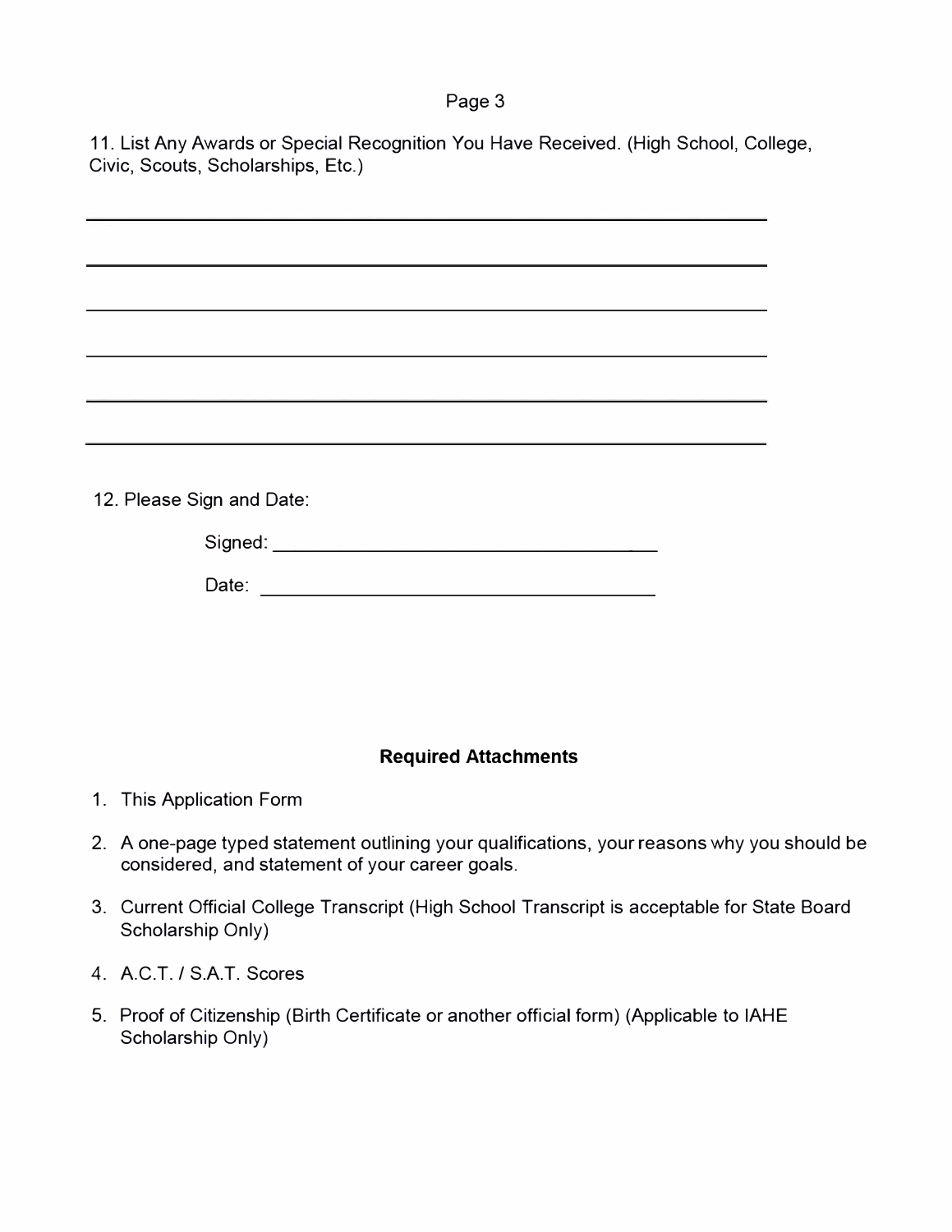11. List Any Awards or Special Recognition You Have Received. (High School, College, Civic, Scouts, Scholarships, Etc.)

______________________________________________________________________

______________________________________________________________________

______________________________________________________________________

______________________________________________________________________

______________________________________________________________________

______________________________________________________________________

12. Please Sign and Date:

Signed: ______________________________________

Date: ______________________________________

## Required Attachments

1. This Application Form
2. A one-page typed statement outlining your qualifications, your reasons why you should be considered, and statement of your career goals.
3. Current Official College Transcript (High School Transcript is acceptable for State Board Scholarship Only)
4. A.C.T. / S.A.T. Scores
5. Proof of Citizenship (Birth Certificate or another official form) (Applicable to IAHE Scholarship Only)